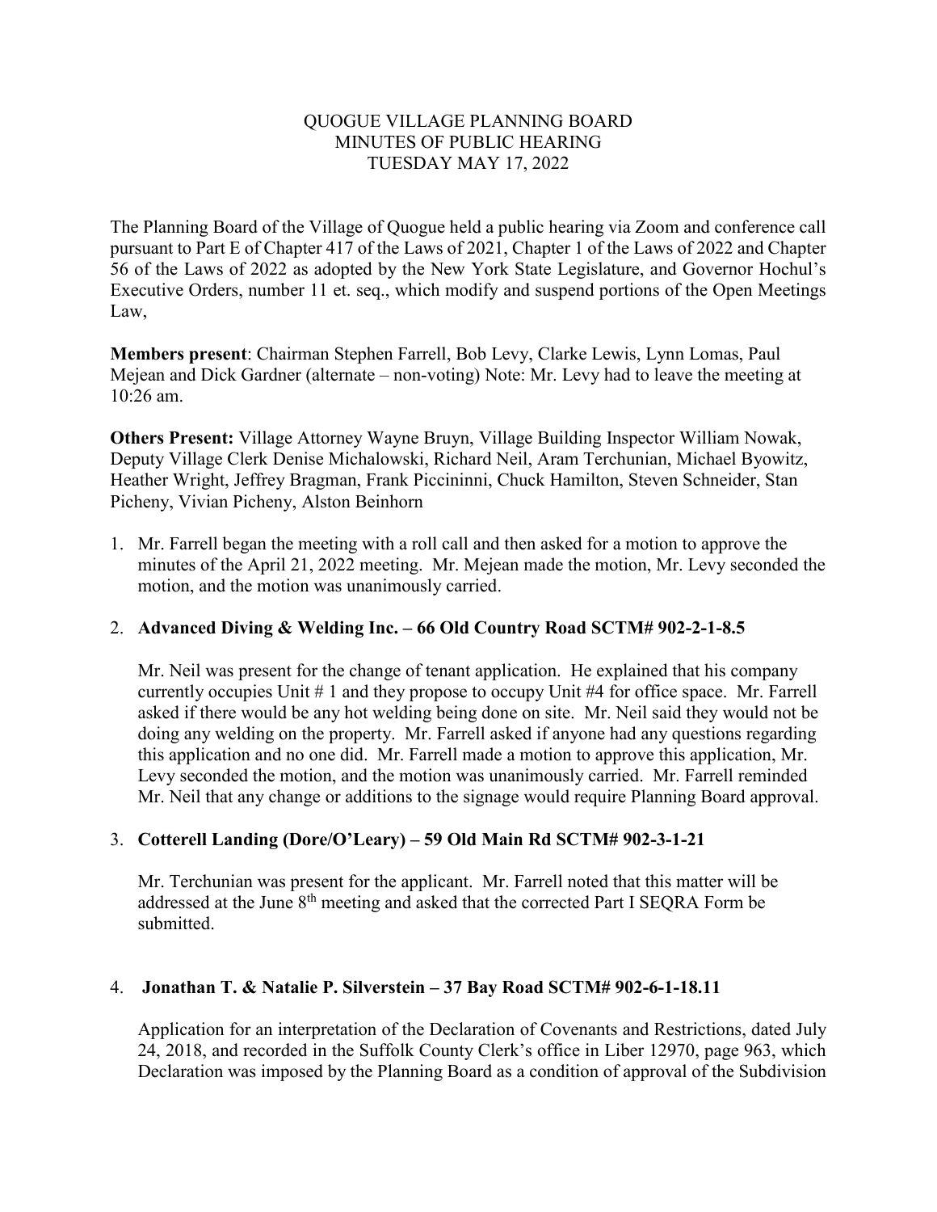# QUOGUE VILLAGE PLANNING BOARD
## MINUTES OF PUBLIC HEARING
## TUESDAY MAY 17, 2022

The Planning Board of the Village of Quogue held a public hearing via Zoom and conference call pursuant to Part E of Chapter 417 of the Laws of 2021, Chapter 1 of the Laws of 2022 and Chapter 56 of the Laws of 2022 as adopted by the New York State Legislature, and Governor Hochul's Executive Orders, number 11 et. seq., which modify and suspend portions of the Open Meetings Law,

**Members present**: Chairman Stephen Farrell, Bob Levy, Clarke Lewis, Lynn Lomas, Paul Mejean and Dick Gardner (alternate – non-voting) Note: Mr. Levy had to leave the meeting at 10:26 am.

**Others Present:** Village Attorney Wayne Bruyn, Village Building Inspector William Nowak, Deputy Village Clerk Denise Michalowski, Richard Neil, Aram Terchunian, Michael Byowitz, Heather Wright, Jeffrey Bragman, Frank Piccininni, Chuck Hamilton, Steven Schneider, Stan Picheny, Vivian Picheny, Alston Beinhorn

1. Mr. Farrell began the meeting with a roll call and then asked for a motion to approve the minutes of the April 21, 2022 meeting. Mr. Mejean made the motion, Mr. Levy seconded the motion, and the motion was unanimously carried.

2. **Advanced Diving & Welding Inc. – 66 Old Country Road SCTM# 902-2-1-8.5**

   Mr. Neil was present for the change of tenant application. He explained that his company currently occupies Unit # 1 and they propose to occupy Unit #4 for office space. Mr. Farrell asked if there would be any hot welding being done on site. Mr. Neil said they would not be doing any welding on the property. Mr. Farrell asked if anyone had any questions regarding this application and no one did. Mr. Farrell made a motion to approve this application, Mr. Levy seconded the motion, and the motion was unanimously carried. Mr. Farrell reminded Mr. Neil that any change or additions to the signage would require Planning Board approval.

3. **Cotterell Landing (Dore/O'Leary) – 59 Old Main Rd SCTM# 902-3-1-21**

   Mr. Terchunian was present for the applicant. Mr. Farrell noted that this matter will be addressed at the June 8th meeting and asked that the corrected Part I SEQRA Form be submitted.

4. **Jonathan T. & Natalie P. Silverstein – 37 Bay Road SCTM# 902-6-1-18.11**

   Application for an interpretation of the Declaration of Covenants and Restrictions, dated July 24, 2018, and recorded in the Suffolk County Clerk's office in Liber 12970, page 963, which Declaration was imposed by the Planning Board as a condition of approval of the Subdivision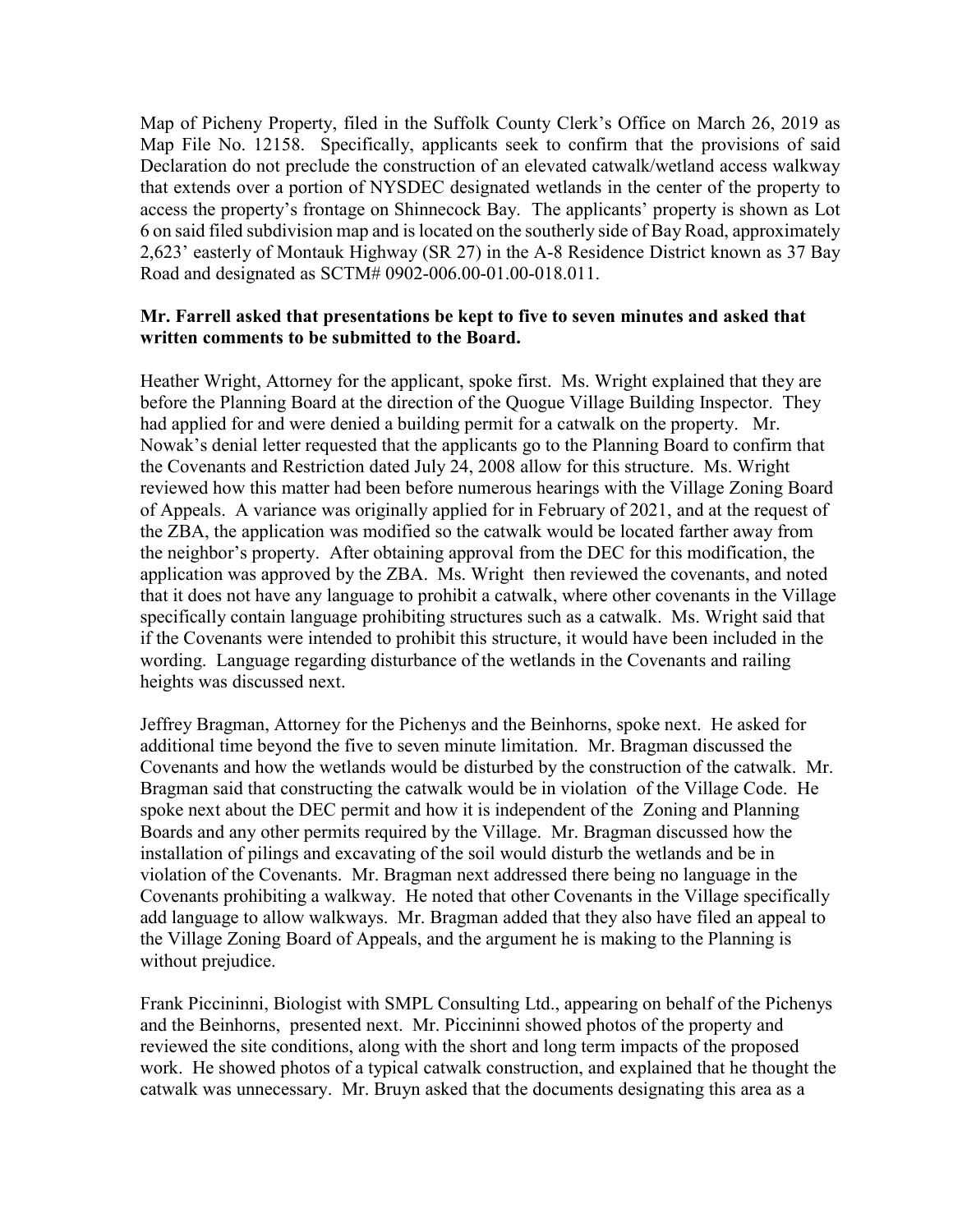Map of Picheny Property, filed in the Suffolk County Clerk's Office on March 26, 2019 as Map File No. 12158. Specifically, applicants seek to confirm that the provisions of said Declaration do not preclude the construction of an elevated catwalk/wetland access walkway that extends over a portion of NYSDEC designated wetlands in the center of the property to access the property's frontage on Shinnecock Bay. The applicants' property is shown as Lot 6 on said filed subdivision map and is located on the southerly side of Bay Road, approximately 2,623' easterly of Montauk Highway (SR 27) in the A-8 Residence District known as 37 Bay Road and designated as SCTM# 0902-006.00-01.00-018.011.

**Mr. Farrell asked that presentations be kept to five to seven minutes and asked that written comments to be submitted to the Board.**

Heather Wright, Attorney for the applicant, spoke first. Ms. Wright explained that they are before the Planning Board at the direction of the Quogue Village Building Inspector. They had applied for and were denied a building permit for a catwalk on the property. Mr. Nowak's denial letter requested that the applicants go to the Planning Board to confirm that the Covenants and Restriction dated July 24, 2008 allow for this structure. Ms. Wright reviewed how this matter had been before numerous hearings with the Village Zoning Board of Appeals. A variance was originally applied for in February of 2021, and at the request of the ZBA, the application was modified so the catwalk would be located farther away from the neighbor's property. After obtaining approval from the DEC for this modification, the application was approved by the ZBA. Ms. Wright then reviewed the covenants, and noted that it does not have any language to prohibit a catwalk, where other covenants in the Village specifically contain language prohibiting structures such as a catwalk. Ms. Wright said that if the Covenants were intended to prohibit this structure, it would have been included in the wording. Language regarding disturbance of the wetlands in the Covenants and railing heights was discussed next.

Jeffrey Bragman, Attorney for the Pichenys and the Beinhorns, spoke next. He asked for additional time beyond the five to seven minute limitation. Mr. Bragman discussed the Covenants and how the wetlands would be disturbed by the construction of the catwalk. Mr. Bragman said that constructing the catwalk would be in violation of the Village Code. He spoke next about the DEC permit and how it is independent of the Zoning and Planning Boards and any other permits required by the Village. Mr. Bragman discussed how the installation of pilings and excavating of the soil would disturb the wetlands and be in violation of the Covenants. Mr. Bragman next addressed there being no language in the Covenants prohibiting a walkway. He noted that other Covenants in the Village specifically add language to allow walkways. Mr. Bragman added that they also have filed an appeal to the Village Zoning Board of Appeals, and the argument he is making to the Planning is without prejudice.

Frank Piccininni, Biologist with SMPL Consulting Ltd., appearing on behalf of the Pichenys and the Beinhorns, presented next. Mr. Piccininni showed photos of the property and reviewed the site conditions, along with the short and long term impacts of the proposed work. He showed photos of a typical catwalk construction, and explained that he thought the catwalk was unnecessary. Mr. Bruyn asked that the documents designating this area as a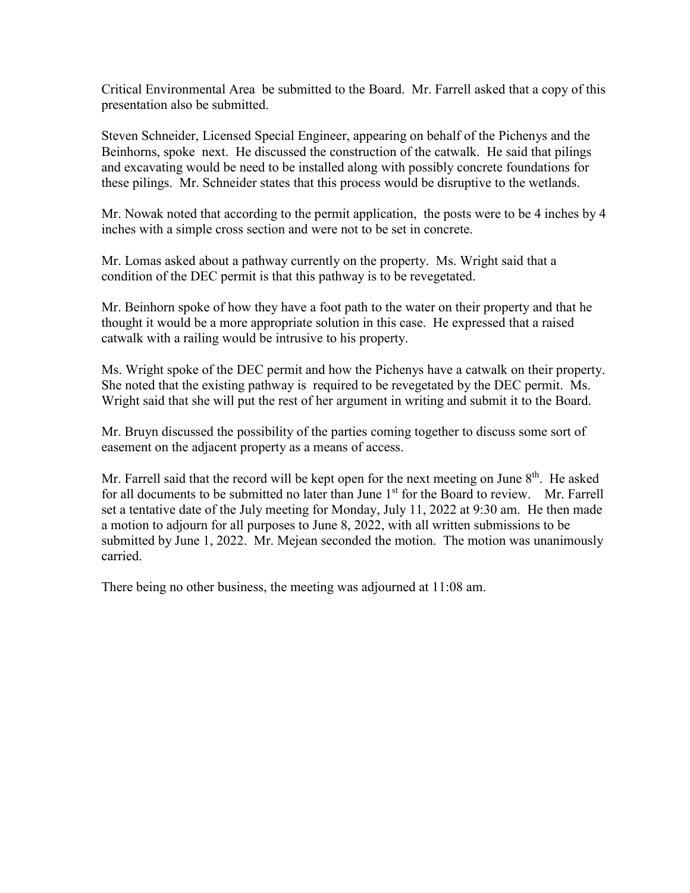Critical Environmental Area be submitted to the Board. Mr. Farrell asked that a copy of this presentation also be submitted.

Steven Schneider, Licensed Special Engineer, appearing on behalf of the Pichenys and the Beinhorns, spoke next. He discussed the construction of the catwalk. He said that pilings and excavating would be need to be installed along with possibly concrete foundations for these pilings. Mr. Schneider states that this process would be disruptive to the wetlands.

Mr. Nowak noted that according to the permit application, the posts were to be 4 inches by 4 inches with a simple cross section and were not to be set in concrete.

Mr. Lomas asked about a pathway currently on the property. Ms. Wright said that a condition of the DEC permit is that this pathway is to be revegetated.

Mr. Beinhorn spoke of how they have a foot path to the water on their property and that he thought it would be a more appropriate solution in this case. He expressed that a raised catwalk with a railing would be intrusive to his property.

Ms. Wright spoke of the DEC permit and how the Pichenys have a catwalk on their property. She noted that the existing pathway is required to be revegetated by the DEC permit. Ms. Wright said that she will put the rest of her argument in writing and submit it to the Board.

Mr. Bruyn discussed the possibility of the parties coming together to discuss some sort of easement on the adjacent property as a means of access.

Mr. Farrell said that the record will be kept open for the next meeting on June 8th. He asked for all documents to be submitted no later than June 1st for the Board to review. Mr. Farrell set a tentative date of the July meeting for Monday, July 11, 2022 at 9:30 am. He then made a motion to adjourn for all purposes to June 8, 2022, with all written submissions to be submitted by June 1, 2022. Mr. Mejean seconded the motion. The motion was unanimously carried.

There being no other business, the meeting was adjourned at 11:08 am.